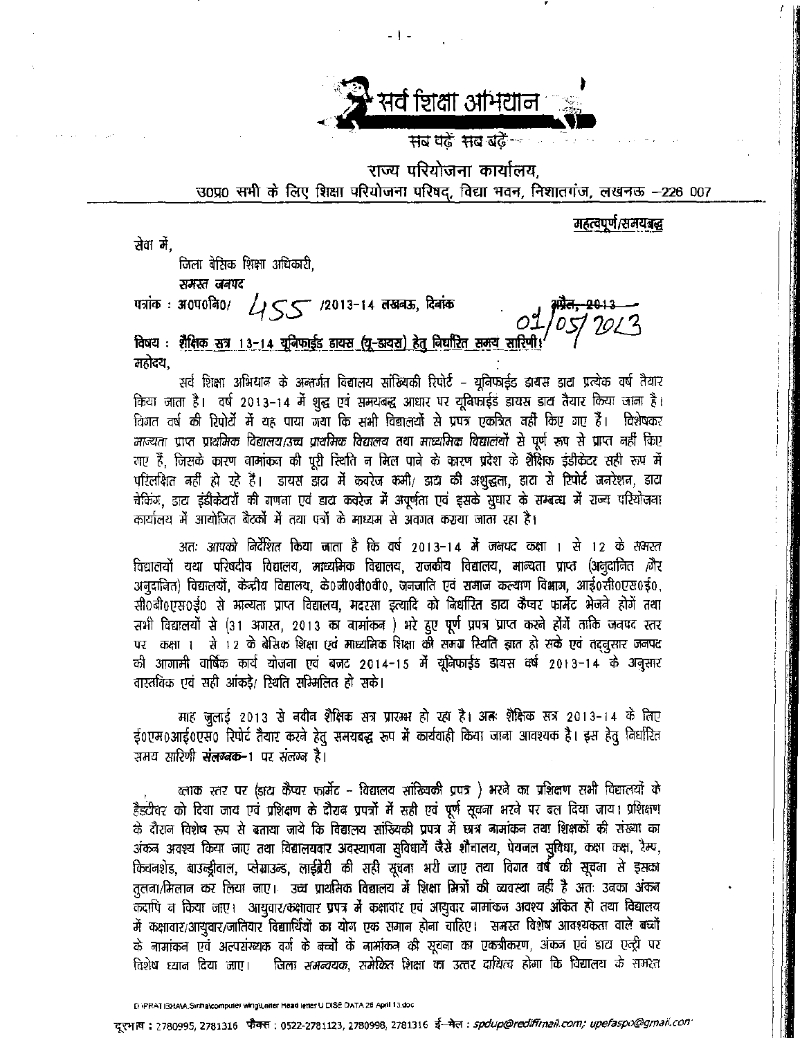# सर्व शिक्षा अभियान

सब पढ़ें सब बढ़ें

राज्य परियोजना कार्यालय,

उ0प्र0 सभी के लिए शिक्षा परियोजना परिषद्, विद्या भवन, निशातगंज, लखनऊ –226 007

**महत्वपूर्ण/समयबद्ध**

सेवा में,

जिला बेसिक शिक्षा अधिकारी,

*समस्त जनपद*

पत्रांक : अ0प0नि0/ 455 /2013-14 लखनऊ, दिनांक ~~अप्रैल, 2013~~ 01/05/2013

**विषय : शैक्षिक सत्र 13-14 यूनिफाईड डायस (यू-डायस) हेतु निर्धारित समय सारिणी।**

महोदय,

सर्व शिक्षा अभियान के अन्तर्गत विद्यालय सांख्यिकी रिपोर्ट - यूनिफाईड डायस डाटा प्रत्येक वर्ष तैयार किया जाता है। वर्ष 2013-14 में शुद्ध एवं समयबद्ध आधार पर यूनिफाईड डायस डाटा तैयार किया जाना है। विगत वर्ष की रिपोर्ट में यह पाया गया कि सभी विद्यालयों से प्रपत्र एकत्रित नहीं किए गए हैं। विशेषकर *मान्यता प्राप्त प्राथमिक विद्यालय/उच्च प्राथमिक विद्यालय तथा माध्यमिक विद्यालयों* से पूर्ण रूप से प्राप्त नहीं किए गए हैं, जिसके कारण नामांकन की पूरी स्थिति न मिल पाने के कारण प्रदेश के शैक्षिक इंडीकेटर सही रूप में परिलक्षित नहीं हो रहे हैं। डायस डाटा में कवरेज कमी/ डाटा की अशुद्धता, डाटा से रिपोर्ट जनरेशन, डाटा चेकिंग, डाटा इंडीकेटरों की गणना एवं डाटा कवरेज में अपूर्णता एवं इसके सुधार के सम्बन्ध में राज्य परियोजना कार्यालय में आयोजित बैठकों में तथा पत्रों के माध्यम से अवगत कराया जाता रहा है।

अतः आपको निर्देशित किया जाता है कि वर्ष 2013-14 में जनपद कक्षा 1 से 12 के समस्त विद्यालयों यथा परिषदीय विद्यालय, माध्यमिक विद्यालय, राजकीय विद्यालय, मान्यता प्राप्त (अनुदानित /गैर अनुदानित) विद्यालयों, केन्द्रीय विद्यालय, के0जी0बी0वी0, जनजाति एवं समाज कल्याण विभाग, आई0सी0एस0ई0, सी0बी0एस0ई0 से मान्यता प्राप्त विद्यालय, मदरसा इत्यादि को निर्धारित डाटा कैप्चर फार्मेट भेजने होंगे तथा सभी विद्यालयों से (31 अगस्त, 2013 का नामांकन ) भरे हुए पूर्ण प्रपत्र प्राप्त करने होंगे ताकि जनपद स्तर पर कक्षा 1 से 12 के बेसिक शिक्षा एवं माध्यमिक शिक्षा की समग्र स्थिति ज्ञात हो सके एवं तद्नुसार जनपद की आगामी वार्षिक कार्य योजना एवं बजट 2014-15 में यूनिफाईड डायस वर्ष 2013-14 के अनुसार वास्तविक एवं सही आंकड़े/ स्थिति सम्मिलित हो सके।

माह जुलाई 2013 से नवीन शैक्षिक सत्र प्रारम्भ हो रहा है। अतः शैक्षिक सत्र 2013-14 के लिए ई0एम0आई0एस0 रिपोर्ट तैयार करने हेतु समयबद्ध रूप में कार्यवाही किया जाना आवश्यक है। इस हेतु निर्धारित समय सारिणी **संलग्नक-1** पर संलग्न है।

ब्लाक स्तर पर (डाटा कैप्चर फार्मेट - विद्यालय सांख्यिकी प्रपत्र ) भरने का प्रशिक्षण सभी विद्यालयों के हैडटीचर को दिया जाय एवं प्रशिक्षण के दौरान प्रपत्रों में सही एवं पूर्ण सूचना भरने पर बल दिया जाय। प्रशिक्षण के दौरान विशेष रूप से बताया जाये कि विद्यालय सांख्यिकी प्रपत्र में छात्र नामांकन तथा शिक्षकों की संख्या का अंकन अवश्य किया जाए तथा विद्यालयवार अवस्थापना सुविधायें जैसे शौचालय, पेयजल सुविधा, कक्षा कक्ष, रैम्प, किचनशेड, बाउन्ड्रीवाल, प्लेग्राउन्ड, लाईब्रेरी की सही सूचना भरी जाए तथा विगत वर्ष की सूचना से इसका तुलना/मिलान कर लिया जाए। उच्च प्राथमिक विद्यालय में शिक्षा मित्रों की व्यवस्था नहीं है अतः उनका अंकन कदापि न किया जाए। आयुवार/कक्षावार प्रपत्र में कक्षावार एवं आयुवार नामांकन अवश्य अंकित हो तथा विद्यालय में कक्षावार/आयुवार/जातिवार विद्यार्थियों का योग एक समान होना चाहिए। समस्त विशेष आवश्यकता वाले बच्चों के नामांकन एवं अल्पसंख्यक वर्ग के बच्चों के नामांकन की सूचना का एकत्रीकरण, अंकन एवं डाटा एन्ट्री पर विशेष ध्यान दिया जाए। जिला *समन्वयक, समेकित शिक्षा* का उत्तर दायित्व होगा कि विद्यालय के समस्त

D:\PRATIBHA\A.Sinha\computer wing\Letter Head letter U DISE DATA 26 April 13.doc

दूरभाष : 2780995, 2781316 फैक्स : 0522-2781123, 2780998, 2781316 ई-मेल : *spdup@rediffmail.com; upefaspo@gmail.com*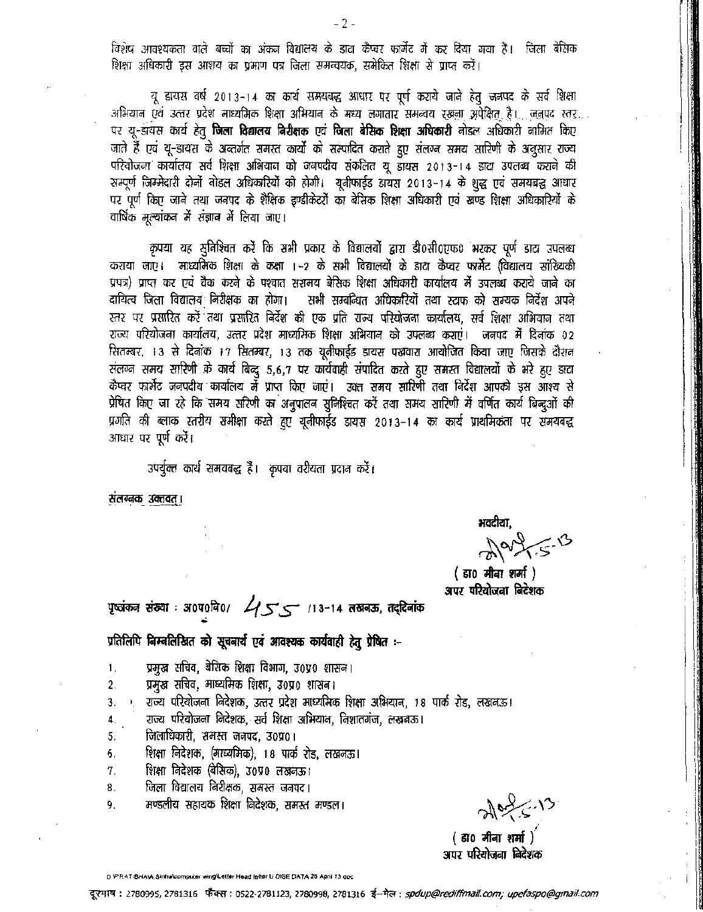विशेष आवश्यकता वाले बच्चों का अंकन विद्यालय के डाटा कैप्चर फार्मेट में कर दिया गया है। जिला बेसिक शिक्षा अधिकारी इस आशय का प्रमाण पत्र जिला समन्वयक, समेकित शिक्षा से प्राप्त करें।

यू डायस वर्ष 2013-14 का कार्य समयबद्ध आधार पर पूर्ण कराये जाने हेतु जनपद के सर्व शिक्षा अभियान एवं उत्तर प्रदेश माध्यमिक शिक्षा अभियान के मध्य लगातार समन्वय रखना अपेक्षित है। जनपद स्तर पर यू-डायस कार्य हेतु **जिला विद्यालय निरीक्षक एवं जिला बेसिक शिक्षा अधिकारी** नोडल अधिकारी नामित किए जाते हैं एवं यू-डायस के अन्तर्गत समस्त कार्यों को सम्पादित कराते हुए संलग्न समय सारिणी के अनुसार राज्य परियोजना कार्यालय सर्व शिक्षा अभियान को जनपदीय संकलित यू डायस 2013-14 डाटा उपलब्ध कराने की सम्पूर्ण जिम्मेदारी दोनों नोडल अधिकारियों की होगी। यूनीफाईड डायस 2013-14 के शुद्ध एवं समयबद्ध आधार पर पूर्ण किए जाने तथा जनपद के शैक्षिक इण्डीकेटरों का बेसिक शिक्षा अधिकारी एवं खण्ड शिक्षा अधिकारियों के वार्षिक मूल्यांकन में संज्ञान में लिया जाए।

कृपया यह सुनिश्चित करें कि सभी प्रकार के विद्यालयों द्वारा डी0सी0एफ0 भरकर पूर्ण डाटा उपलब्ध कराया जाए। माध्यमिक शिक्षा के कक्षा 1-2 के सभी विद्यालयों के डाटा कैप्चर फार्मेट (विद्यालय सांख्यिकी प्रपत्र) प्राप्त कर एवं चैक करने के पश्चात ससमय बेसिक शिक्षा अधिकारी कार्यालय में उपलब्ध कराये जाने का दायित्व जिला विद्यालय निरीक्षक का होगा। सभी सम्बन्धित अधिकारियों तथा स्टाफ को सम्यक निर्देश अपने स्तर पर प्रसारित करें तथा प्रसारित निर्देश की एक प्रति राज्य परियोजना कार्यालय, सर्व शिक्षा अभियान तथा राज्य परियोजना कार्यालय, उत्तर प्रदेश माध्यमिक शिक्षा अभियान को उपलब्ध करायें। जनपद में दिनांक 02 सितम्बर, 13 से दिनांक 17 सितम्बर, 13 तक यूनीफाईड डायस पखवारा आयोजित किया जाए जिसके दौरान संलग्न समय सारिणी के कार्य बिन्दु 5,6,7 पर कार्यवाही संपादित करते हुए समस्त विद्यालयों के भरे हुए डाटा कैप्चर फार्मेट जनपदीय कार्यालय में प्राप्त किए जाएं। उक्त समय सारिणी तथा निर्देश आपको इस आशय से प्रेषित किए जा रहे कि समय सारिणी का अनुपालन सुनिश्चित करें तथा समय सारिणी में वर्णित कार्य बिन्दुओं की प्रगति की ब्लाक स्तरीय समीक्षा करते हुए यूनीफाईड डायस 2013-14 का कार्य प्राथमिकता पर समयबद्ध आधार पर पूर्ण करें।

उपर्युक्त कार्य समयबद्ध हैं। कृपया वरीयता प्रदान करें।

संलग्नक उक्तवत्।

भवदीया,

1-5-13

**( डा0 मीना शर्मा )**
**अपर परियोजना निदेशक**

**पृष्ठांकन संख्या : अ0प0नि0/ 455 /13-14 लखनऊ, तद्दिनांक**

**प्रतिलिपि निम्नलिखित को सूचनार्थ एवं आवश्यक कार्यवाही हेतु प्रेषित :-**

1. प्रमुख सचिव, बेसिक शिक्षा विभाग, उ0प्र0 शासन।
2. प्रमुख सचिव, माध्यमिक शिक्षा, उ0प्र0 शासन।
3. राज्य परियोजना निदेशक, उत्तर प्रदेश माध्यमिक शिक्षा अभियान, 18 पार्क रोड, लखनऊ।
4. राज्य परियोजना निदेशक, सर्व शिक्षा अभियान, निशातगंज, लखनऊ।
5. जिलाधिकारी, समस्त जनपद, उ0प्र0।
6. शिक्षा निदेशक, (माध्यमिक), 18 पार्क रोड, लखनऊ।
7. शिक्षा निदेशक (बेसिक), उ0प्र0 लखनऊ।
8. जिला विद्यालय निरीक्षक, समस्त जनपद।
9. मण्डलीय सहायक शिक्षा निदेशक, समस्त मण्डल।

1-5-13

**( डा0 मीना शर्मा )**
**अपर परियोजना निदेशक**

D:\PRATIBHA\A.Sinha\computer wing\Letter Head letter U DISE DATA 28 April 13.doc

दूरभाष : 2780995, 2781316 फैक्स : 0522-2781123, 2780998, 2781316 ई-मेल : *spdup@rediffmail.com; upefaspo@gmail.com*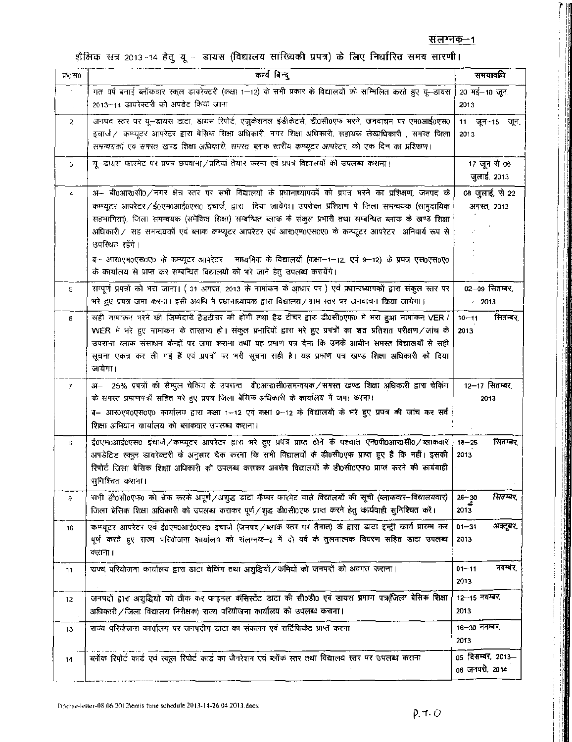संलग्नक–1

## शैक्षिक सत्र 2013-14 हेतु यू – डायस (विद्यालय सांख्यिकी प्रपत्र) के लिए निर्धारित समय सारणी।

| क्र0सं0 | कार्य बिन्दु | समयावधि |
|---|---|---|
| 1 | गत वर्ष बनाई ब्लॉकवार स्कूल डायरेक्टरी (कक्षा 1–12) के सभी प्रकार के विद्यालयों को सम्मिलित करते हुए यू–डायस 2013–14 डायरेक्टरी को अपडेट किया जाना | 20 मई–10 जून, 2013 |
| 2 | जनपद स्तर पर यू–डायस डाटा, डायस रिपोर्ट, एजुकेशनल इंडीकेटर्स, डी0सी0एफ भरने, जनवाचन पर एन0आई0एस0 इंचार्ज / कम्प्यूटर आपरेटर द्वारा बेसिक शिक्षा अधिकारी, नगर शिक्षा अधिकारी, सहायक लेखाधिकारी, समस्त जिला समन्वयकों एवं समस्त खण्ड शिक्षा अधिकारी, समस्त ब्लाक स्तरीय कम्प्यूटर आपरेटर, को एक दिन का प्रशिक्षण। | 11 जून–15 जून, 2013 |
| 3 | यू–डायस फारमेट पर प्रपत्र छपवाना / प्रतियां तैयार करना एवं प्रपत्र विद्यालयों को उपलब्ध कराना। | 17 जून से 06 जुलाई, 2013 |
| 4 | अ– बी0आर0सी0 / नगर क्षेत्र स्तर पर सभी विद्यालयों के प्रधानाध्यापकों को प्रपत्र भरने का प्रशिक्षण, जनपद के कम्प्यूटर आपरेटर / ई0एम0आई0एस0 इंचार्ज, द्वारा दिया जायेगा। उपरोक्त प्रशिक्षण में जिला समन्वयक (सामुदायिक सहभागिता), जिला समन्वयक (समेकित शिक्षा) सम्बन्धित ब्लाक के संकुल प्रभारी तथा सम्बन्धित ब्लाक के खण्ड शिक्षा अधिकारी / सह समन्वयकों एवं ब्लाक कम्प्यूटर आपरेटर एवं आर0एम0एस0ए0 के कम्प्यूटर आपरेटर अनिवार्य रूप से उपस्थित रहेंगे।<br>ब– आर0एम0एस0ए0 के कम्प्यूटर आपरेटर माध्यमिक के विद्यालयों (कक्षा–1–12, एवं 9–12) के प्रपत्र एस0एस0ए0 के कार्यालय से प्राप्त कर सम्बन्धित विद्यालयों को भरे जाने हेतु उपलब्ध करायेंगे। | 08 जुलाई, से 22 अगस्त, 2013 |
| 5 | सम्पूर्ण प्रपत्रों को भरा जाना। ( 31 अगस्त, 2013 के नामांकन के आधार पर ) एवं प्रधानाध्यापकों द्वारा संकुल स्तर पर भरे हुए प्रपत्र जमा करना। इसी अवधि में प्रधानाध्यापक द्वारा विद्यालय / ग्राम स्तर पर जनवाचन किया जायेगा। | 02–09 सितम्बर, 2013 |
| 6 | सही नामांकन भरने की जिम्मेदारी हैडटीचर की होगी तथा हैड टीचर द्वारा डी0सी0एफ0 में भरा हुआ नामांकन VER / WER में भरे हुए नामांकन के तारतम्य हो। संकुल प्रभारियों द्वारा भरे हुए प्रपत्रों का शत प्रतिशत परीक्षण / जांच के उपरान्त ब्लाक संसाधन केन्द्रों पर जमा कराना तथा यह प्रमाण पत्र देना कि उनके आधीन समस्त विद्यालयों से सही सूचना एकत्र कर ली गई है एवं प्रपत्रों पर भरी सूचना सही है। यह प्रमाण पत्र खण्ड शिक्षा अधिकारी को दिया जायेगा। | 10–11 सितम्बर, 2013 |
| 7 | अ– 25% प्रपत्रों की सैम्पुल चेकिंग के उपरान्त बी0आर0सी0समन्वयक / समस्त खण्ड शिक्षा अधिकारी द्वारा चेकिंग के समस्त प्रमाणपत्रों सहित भरे हुए प्रपत्र जिला बेसिक अधिकारी के कार्यालय में जमा करना।<br>ब– आर0एम0एस0ए0 कार्यालय द्वारा कक्षा 1–12 एवं कक्षा 9–12 के विद्यालयों के भरे हुए प्रपत्र की जांच कर सर्व शिक्षा अभियान कार्यालय को ब्लाकवार उपलब्ध कराना। | 12–17 सितम्बर, 2013 |
| 8 | ई0एम0आई0एस0 इंचार्ज / कम्प्यूटर आपरेटर द्वारा भरे हुए प्रपत्र प्राप्त होने के पश्चात एन0पी0आर0सी0 / ब्लाकवार अपडेटिड स्कूल डायरेक्टरी के अनुसार चैक करना कि सभी विद्यालयों के डी0सी0एफ प्राप्त हुए हैं कि नहीं। इसकी रिपोर्ट जिला बेसिक शिक्षा अधिकारी को उपलब्ध कराकर अवशेष विद्यालयों के डी0सी0एफ0 प्राप्त करने की कार्यवाही सुनिश्चित कराना। | 18–25 सितम्बर, 2013 |
| 9 | सभी डी0सी0एफ0 को चेक करके अपूर्ण / अशुद्ध डाटा कैप्चर फारमेट वाले विद्यालयों की सूची (ब्लाकवार–विद्यालयवार) जिला बेसिक शिक्षा अधिकारी को उपलब्ध कराकर पूर्ण / शुद्ध डी0सी0एफ प्राप्त करने हेतु कार्यवाही सुनिश्चित करें। | 26–30 सितम्बर, 2013 |
| 10 | कम्प्यूटर आपरेटर एवं ई0एम0आई0एस0 इंचार्ज (जनपद / ब्लाक स्तर पर तैनात) के द्वारा डाटा इन्ट्री कार्य प्रारम्भ कर पूर्ण करते हुए राज्य परियोजना कार्यालय को संलग्नक–2 में दो वर्ष के तुलनात्मक विवरण सहित डाटा उपलब्ध कराना। | 01–31 अक्टूबर, 2013 |
| 11 | राज्य परियोजना कार्यालय द्वारा डाटा चेकिंग तथा अशुद्धियों / कमियों को जनपदों को अवगत कराना। | 01–11 नवम्बर, 2013 |
| 12 | जनपदों द्वारा अशुद्धियों को ठीक कर फाइनल कंसिस्टेंट डाटा की सी0डी0 एवं डायस प्रमाण पत्र(जिला बेसिक शिक्षा अधिकारी / जिला विद्यालय निरीक्षक) राज्य परियोजना कार्यालय को उपलब्ध कराना। | 12–15 नवम्बर, 2013 |
| 13 | राज्य परियोजना कार्यालय पर जनपदीय डाटा का संकलन एवं सर्टिफिकेट प्राप्त करना | 16–30 नवम्बर, 2013 |
| 14 | ब्लॉक रिपोर्ट कार्ड एवं स्कूल रिपोर्ट कार्ड का जैनरेशन एवं ब्लॉक स्तर तथा विद्यालय स्तर पर उपलब्ध कराना | 05 दिसम्बर, 2013–06 जनवरी, 2014 |

D:\dise-letter-08.06.2012\emis time schedule 2013-14-26.04.2013.docx

P.T.O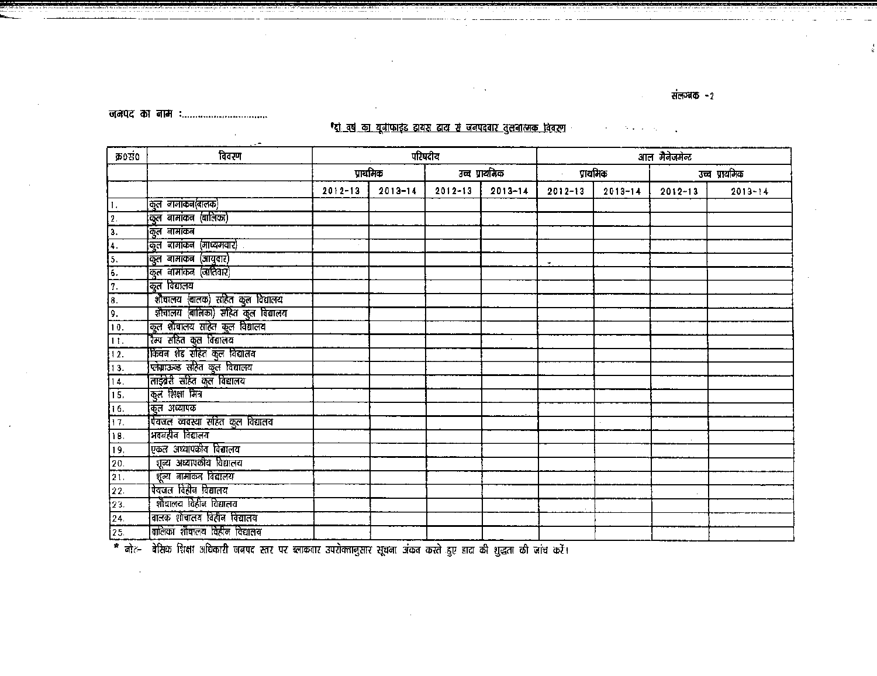संलग्नक -2

जनपद का नाम :............................

"दो वर्ष का यूनीफाइड डायस डाय से जनपदवार तुलनात्मक विवरण

| क्र0सं0 | विवरण | परिषदीय | | | | आल मैनेजमेन्ट | | | |
|---|---|---|---|---|---|---|---|---|---|
| | | प्राथमिक | | उच्च प्राथमिक | | प्राथमिक | | उच्च प्राथमिक | |
| | | 2012-13 | 2013-14 | 2012-13 | 2013-14 | 2012-13 | 2013-14 | 2012-13 | 2013-14 |
| 1. | कुल नामांकन(बालक) | | | | | | | | |
| 2. | कुल नामांकन (बालिका) | | | | | | | | |
| 3. | कुल नामांकन | | | | | | | | |
| 4. | कुल नामांकन (माध्यमवार) | | | | | | | | |
| 5. | कुल नामांकन (आयुवार) | | | | | | | | |
| 6. | कुल नामांकन (जातिवार) | | | | | | | | |
| 7. | कुल विद्यालय | | | | | | | | |
| 8. | शौचालय (बालक) सहित कुल विद्यालय | | | | | | | | |
| 9. | शौचालय (बालिका) सहित कुल विद्यालय | | | | | | | | |
| 10. | कुल शौचालय सहित कुल विद्यालय | | | | | | | | |
| 11. | रैम्प सहित कुल विद्यालय | | | | | | | | |
| 12. | किचन शेड सहित कुल विद्यालय | | | | | | | | |
| 13. | प्लेग्राऊन्ड सहित कुल विद्यालय | | | | | | | | |
| 14. | लाईब्रेरी सहित कुल विद्यालय | | | | | | | | |
| 15. | कुल शिक्षा मित्र | | | | | | | | |
| 16. | कुल अध्यापक | | | | | | | | |
| 17. | पेयजल व्यवस्था सहित कुल विद्यालय | | | | | | | | |
| 18. | भवनहीन विद्यालय | | | | | | | | |
| 19. | एकल अध्यापकीय विद्यालय | | | | | | | | |
| 20. | शून्य अध्यापकीय विद्यालय | | | | | | | | |
| 21. | शून्य नामांकन विद्यालय | | | | | | | | |
| 22. | पेयजल विहीन विद्यालय | | | | | | | | |
| 23. | शौचालय विहीन विद्यालय | | | | | | | | |
| 24. | बालक शौचालय विहीन विद्यालय | | | | | | | | |
| 25. | बालिका शौचालय विहीन विद्यालय | | | | | | | | |

* नोट- बेसिक शिक्षा अधिकारी जनपद स्तर पर ब्लाकवार उपरोक्तानुसार सूचना अंकन करते हुए डाटा की शुद्धता की जांच करें।